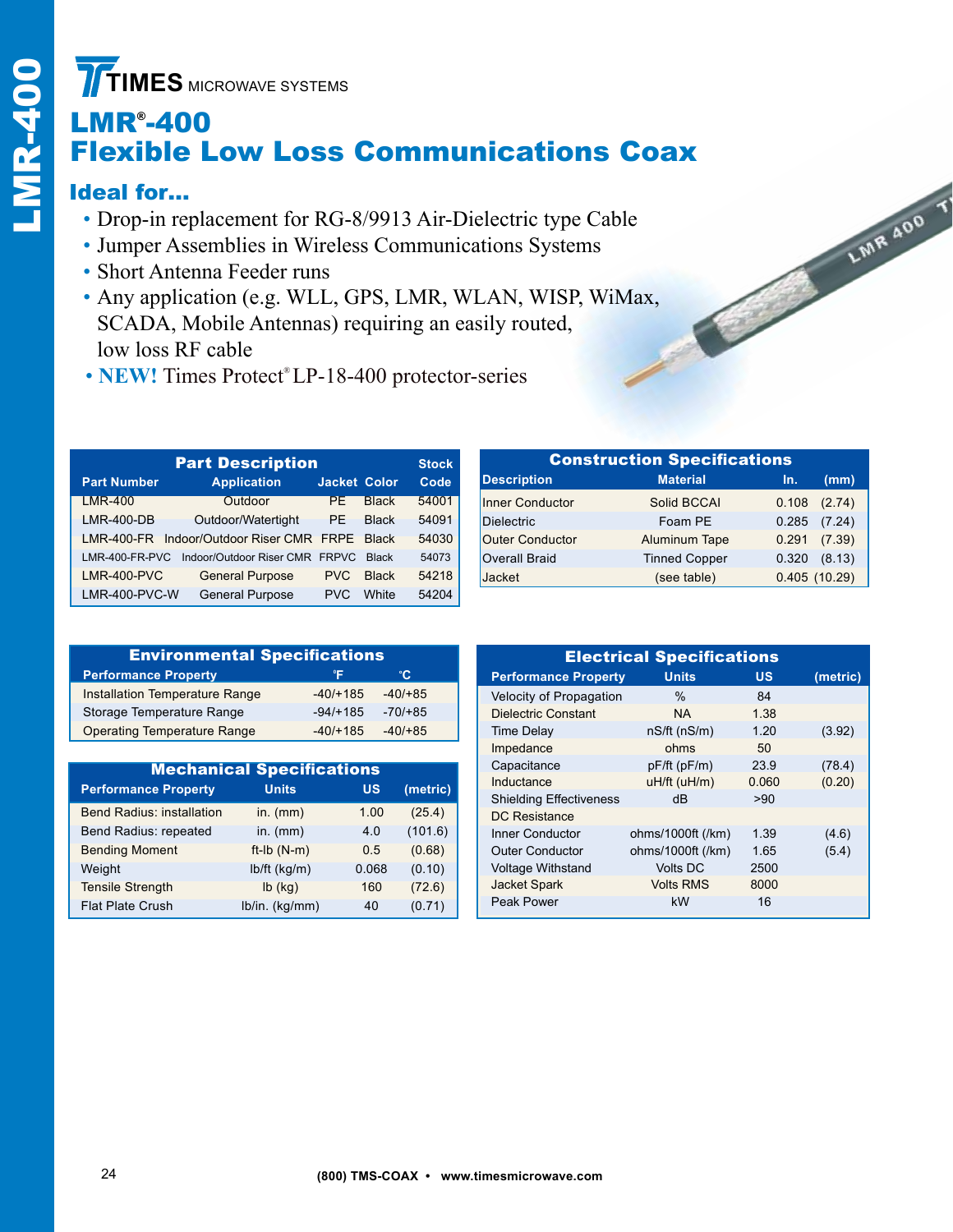# LMR®-400

## Flexible Low Loss Communications Coax

### Ideal for...

- Drop-in replacement for RG-8/9913 Air-Dielectric type Cable
- Jumper Assemblies in Wireless Communications Systems
- Short Antenna Feeder runs
- Any application (e.g. WLL, GPS, LMR, WLAN, WISP, WiMax, SCADA, Mobile Antennas) requiring an easily routed, low loss RF cable
- **NEW!** Times Protect® LP-18-400 protector-series

| Part Description | | | | Stock |
|---|---|---|---|---|
| Part Number | Application | Jacket | Color | Code |
| LMR-400 | Outdoor | PE | Black | 54001 |
| LMR-400-DB | Outdoor/Watertight | PE | Black | 54091 |
| LMR-400-FR | Indoor/Outdoor Riser CMR | FRPE | Black | 54030 |
| LMR-400-FR-PVC | Indoor/Outdoor Riser CMR | FRPVC | Black | 54073 |
| LMR-400-PVC | General Purpose | PVC | Black | 54218 |
| LMR-400-PVC-W | General Purpose | PVC | White | 54204 |

| Construction Specifications | | | |
|---|---|---|---|
| Description | Material | In. | (mm) |
| Inner Conductor | Solid BCCAl | 0.108 | (2.74) |
| Dielectric | Foam PE | 0.285 | (7.24) |
| Outer Conductor | Aluminum Tape | 0.291 | (7.39) |
| Overall Braid | Tinned Copper | 0.320 | (8.13) |
| Jacket | (see table) | 0.405 | (10.29) |

| Environmental Specifications | | |
|---|---|---|
| Performance Property | °F | °C |
| Installation Temperature Range | -40/+185 | -40/+85 |
| Storage Temperature Range | -94/+185 | -70/+85 |
| Operating Temperature Range | -40/+185 | -40/+85 |

| Mechanical Specifications | | | |
|---|---|---|---|
| Performance Property | Units | US | (metric) |
| Bend Radius: installation | in. (mm) | 1.00 | (25.4) |
| Bend Radius: repeated | in. (mm) | 4.0 | (101.6) |
| Bending Moment | ft-lb (N-m) | 0.5 | (0.68) |
| Weight | lb/ft (kg/m) | 0.068 | (0.10) |
| Tensile Strength | lb (kg) | 160 | (72.6) |
| Flat Plate Crush | lb/in. (kg/mm) | 40 | (0.71) |

| Electrical Specifications | | | |
|---|---|---|---|
| Performance Property | Units | US | (metric) |
| Velocity of Propagation | % | 84 | |
| Dielectric Constant | NA | 1.38 | |
| Time Delay | nS/ft (nS/m) | 1.20 | (3.92) |
| Impedance | ohms | 50 | |
| Capacitance | pF/ft (pF/m) | 23.9 | (78.4) |
| Inductance | uH/ft (uH/m) | 0.060 | (0.20) |
| Shielding Effectiveness | dB | >90 | |
| DC Resistance | | | |
| Inner Conductor | ohms/1000ft (/km) | 1.39 | (4.6) |
| Outer Conductor | ohms/1000ft (/km) | 1.65 | (5.4) |
| Voltage Withstand | Volts DC | 2500 | |
| Jacket Spark | Volts RMS | 8000 | |
| Peak Power | kW | 16 | |

**(800) TMS-COAX • www.timesmicrowave.com**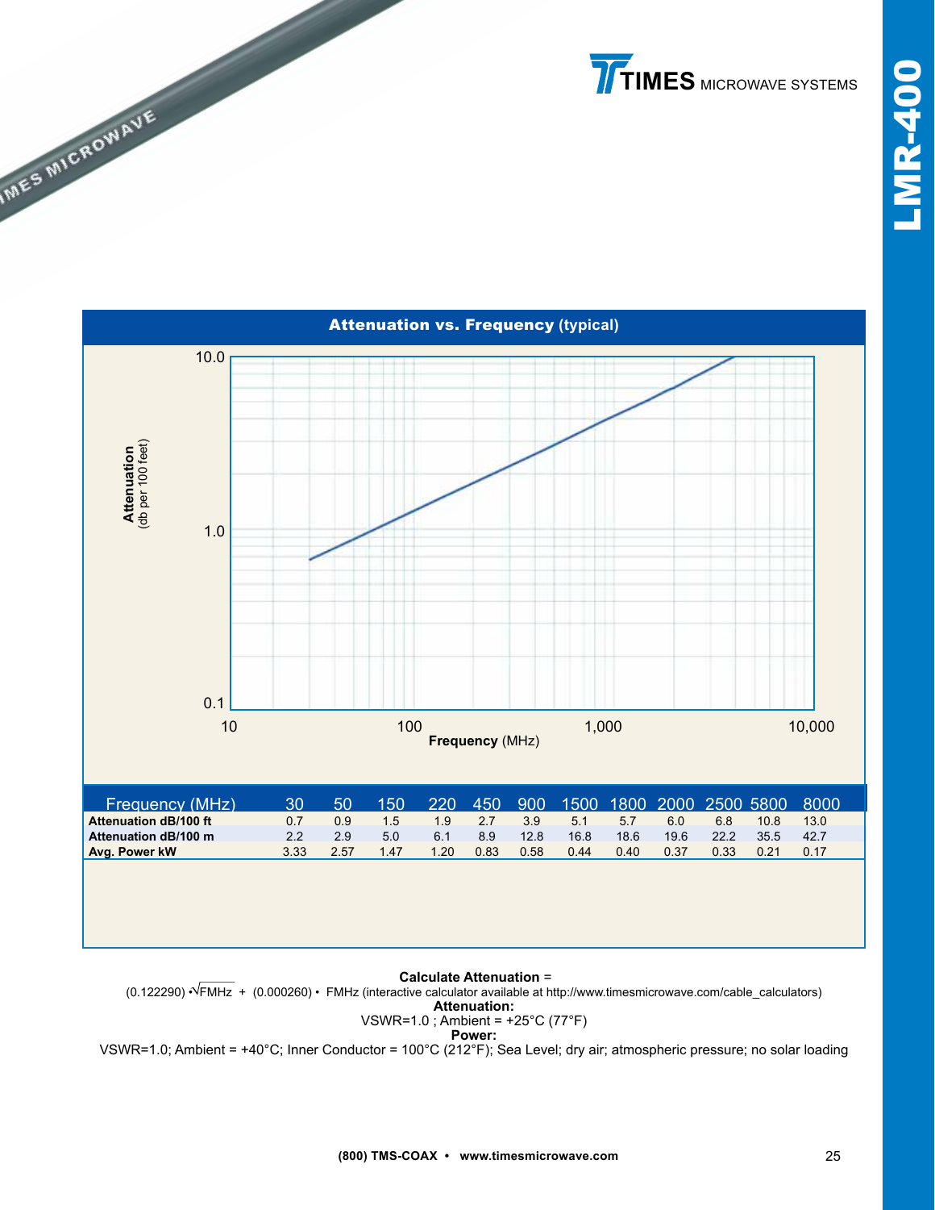# LMR-400

TIMES MICROWAVE SYSTEMS

## Attenuation vs. Frequency (typical)

| Frequency (MHz) | 30 | 50 | 150 | 220 | 450 | 900 | 1500 | 1800 | 2000 | 2500 | 5800 | 8000 |
|---|---|---|---|---|---|---|---|---|---|---|---|---|
| Attenuation dB/100 ft | 0.7 | 0.9 | 1.5 | 1.9 | 2.7 | 3.9 | 5.1 | 5.7 | 6.0 | 6.8 | 10.8 | 13.0 |
| Attenuation dB/100 m | 2.2 | 2.9 | 5.0 | 6.1 | 8.9 | 12.8 | 16.8 | 18.6 | 19.6 | 22.2 | 35.5 | 42.7 |
| Avg. Power kW | 3.33 | 2.57 | 1.47 | 1.20 | 0.83 | 0.58 | 0.44 | 0.40 | 0.37 | 0.33 | 0.21 | 0.17 |

**Calculate Attenuation** =

$(0.122290) \cdot \sqrt{FMHz} + (0.000260) \cdot FMHz$ (interactive calculator available at http://www.timesmicrowave.com/cable_calculators)

**Attenuation:**

VSWR=1.0 ; Ambient = +25°C (77°F)

**Power:**

VSWR=1.0; Ambient = +40°C; Inner Conductor = 100°C (212°F); Sea Level; dry air; atmospheric pressure; no solar loading

**(800) TMS-COAX • www.timesmicrowave.com**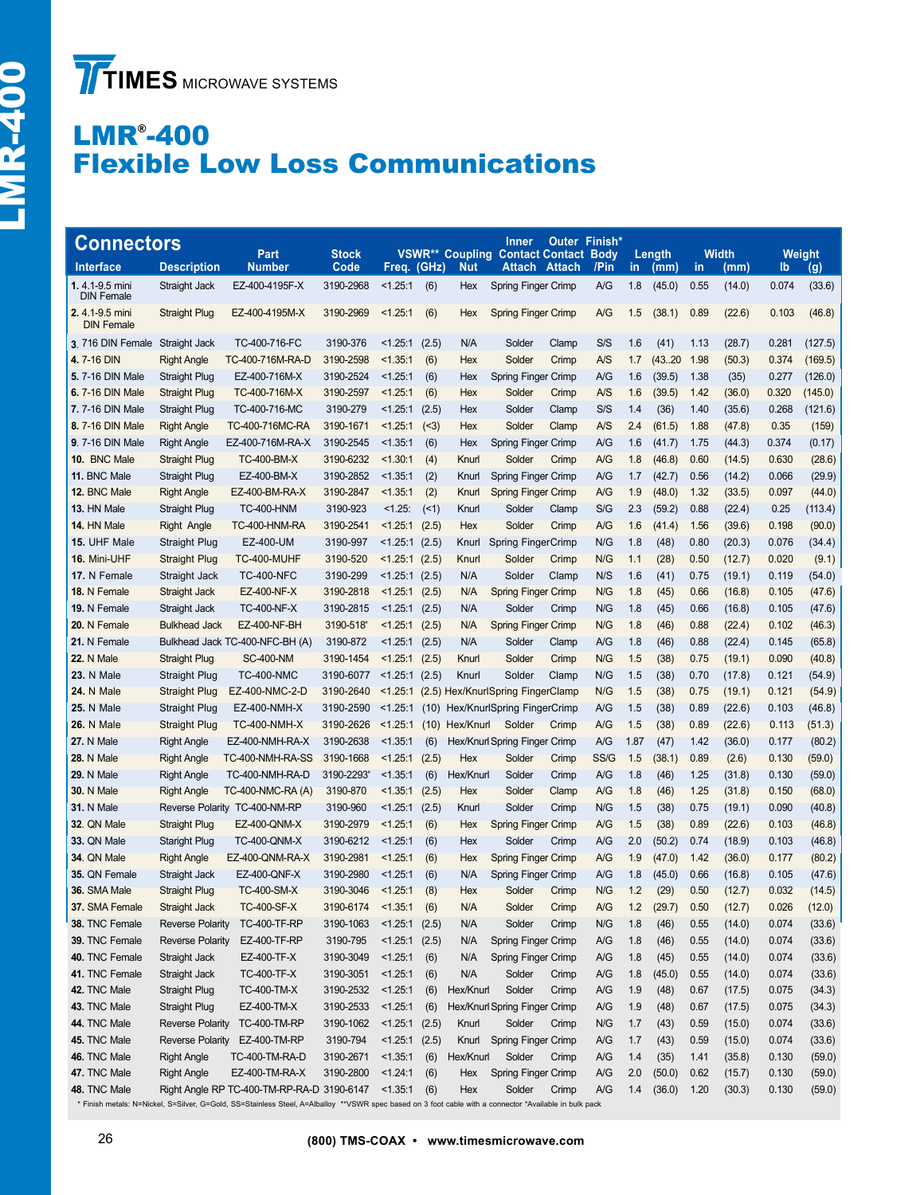# LMR®-400 Flexible Low Loss Communications

## Connectors

| Interface | Description | Part Number | Stock Code | VSWR** Freq. (GHz) | | Coupling Nut | Inner Contact Attach | Outer Contact Attach | Finish* Body /Pin | Length in | (mm) | Width in | (mm) | Weight lb | (g) |
|---|---|---|---|---|---|---|---|---|---|---|---|---|---|---|---|
| 1. 4.1-9.5 mini DIN Female | Straight Jack | EZ-400-4195F-X | 3190-2968 | <1.25:1 | (6) | Hex | Spring Finger | Crimp | A/G | 1.8 | (45.0) | 0.55 | (14.0) | 0.074 | (33.6) |
| 2. 4.1-9.5 mini DIN Female | Straight Plug | EZ-400-4195M-X | 3190-2969 | <1.25:1 | (6) | Hex | Spring Finger | Crimp | A/G | 1.5 | (38.1) | 0.89 | (22.6) | 0.103 | (46.8) |
| 3. 716 DIN Female | Straight Jack | TC-400-716-FC | 3190-376 | <1.25:1 | (2.5) | N/A | Solder | Clamp | S/S | 1.6 | (41) | 1.13 | (28.7) | 0.281 | (127.5) |
| 4. 7-16 DIN | Right Angle | TC-400-716M-RA-D | 3190-2598 | <1.35:1 | (6) | Hex | Solder | Crimp | A/S | 1.7 | (43..20 | 1.98 | (50.3) | 0.374 | (169.5) |
| 5. 7-16 DIN Male | Straight Plug | EZ-400-716M-X | 3190-2524 | <1.25:1 | (6) | Hex | Spring Finger | Crimp | A/G | 1.6 | (39.5) | 1.38 | (35) | 0.277 | (126.0) |
| 6. 7-16 DIN Male | Straight Plug | TC-400-716M-X | 3190-2597 | <1.25:1 | (6) | Hex | Solder | Crimp | A/S | 1.6 | (39.5) | 1.42 | (36.0) | 0.320 | (145.0) |
| 7. 7-16 DIN Male | Straight Plug | TC-400-716-MC | 3190-279 | <1.25:1 | (2.5) | Hex | Solder | Clamp | S/S | 1.4 | (36) | 1.40 | (35.6) | 0.268 | (121.6) |
| 8. 7-16 DIN Male | Right Angle | TC-400-716MC-RA | 3190-1671 | <1.25:1 | (<3) | Hex | Solder | Clamp | A/S | 2.4 | (61.5) | 1.88 | (47.8) | 0.35 | (159) |
| 9. 7-16 DIN Male | Right Angle | EZ-400-716M-RA-X | 3190-2545 | <1.35:1 | (6) | Hex | Spring Finger | Crimp | A/G | 1.6 | (41.7) | 1.75 | (44.3) | 0.374 | (0.17) |
| 10. BNC Male | Straight Plug | TC-400-BM-X | 3190-6232 | <1.30:1 | (4) | Knurl | Solder | Crimp | A/G | 1.8 | (46.8) | 0.60 | (14.5) | 0.630 | (28.6) |
| 11. BNC Male | Straight Plug | EZ-400-BM-X | 3190-2852 | <1.35:1 | (2) | Knurl | Spring Finger | Crimp | A/G | 1.7 | (42.7) | 0.56 | (14.2) | 0.066 | (29.9) |
| 12. BNC Male | Right Angle | EZ-400-BM-RA-X | 3190-2847 | <1.35:1 | (2) | Knurl | Spring Finger | Crimp | A/G | 1.9 | (48.0) | 1.32 | (33.5) | 0.097 | (44.0) |
| 13. HN Male | Straight Plug | TC-400-HNM | 3190-923 | <1.25: | (<1) | Knurl | Solder | Clamp | S/G | 2.3 | (59.2) | 0.88 | (22.4) | 0.25 | (113.4) |
| 14. HN Male | Right Angle | TC-400-HNM-RA | 3190-2541 | <1.25:1 | (2.5) | Hex | Solder | Crimp | A/G | 1.6 | (41.4) | 1.56 | (39.6) | 0.198 | (90.0) |
| 15. UHF Male | Straight Plug | EZ-400-UM | 3190-997 | <1.25:1 | (2.5) | Knurl | Spring Finger | Crimp | N/G | 1.8 | (48) | 0.80 | (20.3) | 0.076 | (34.4) |
| 16. Mini-UHF | Straight Plug | TC-400-MUHF | 3190-520 | <1.25:1 | (2.5) | Knurl | Solder | Crimp | N/G | 1.1 | (28) | 0.50 | (12.7) | 0.020 | (9.1) |
| 17. N Female | Straight Jack | TC-400-NFC | 3190-299 | <1.25:1 | (2.5) | N/A | Solder | Clamp | N/S | 1.6 | (41) | 0.75 | (19.1) | 0.119 | (54.0) |
| 18. N Female | Straight Jack | EZ-400-NF-X | 3190-2818 | <1.25:1 | (2.5) | N/A | Spring Finger | Crimp | N/G | 1.8 | (45) | 0.66 | (16.8) | 0.105 | (47.6) |
| 19. N Female | Straight Jack | TC-400-NF-X | 3190-2815 | <1.25:1 | (2.5) | N/A | Solder | Crimp | N/G | 1.8 | (45) | 0.66 | (16.8) | 0.105 | (47.6) |
| 20. N Female | Bulkhead Jack | EZ-400-NF-BH | 3190-518* | <1.25:1 | (2.5) | N/A | Spring Finger | Crimp | N/G | 1.8 | (46) | 0.88 | (22.4) | 0.102 | (46.3) |
| 21. N Female | Bulkhead Jack | TC-400-NFC-BH (A) | 3190-872 | <1.25:1 | (2.5) | N/A | Solder | Clamp | A/G | 1.8 | (46) | 0.88 | (22.4) | 0.145 | (65.8) |
| 22. N Male | Straight Plug | SC-400-NM | 3190-1454 | <1.25:1 | (2.5) | Knurl | Solder | Crimp | N/G | 1.5 | (38) | 0.75 | (19.1) | 0.090 | (40.8) |
| 23. N Male | Straight Plug | TC-400-NMC | 3190-6077 | <1.25:1 | (2.5) | Knurl | Solder | Clamp | N/G | 1.5 | (38) | 0.70 | (17.8) | 0.121 | (54.9) |
| 24. N Male | Straight Plug | EZ-400-NMC-2-D | 3190-2640 | <1.25:1 | (2.5) | Hex/Knurl | Spring Finger | Clamp | N/G | 1.5 | (38) | 0.75 | (19.1) | 0.121 | (54.9) |
| 25. N Male | Straight Plug | EZ-400-NMH-X | 3190-2590 | <1.25:1 | (10) | Hex/Knurl | Spring Finger | Crimp | A/G | 1.5 | (38) | 0.89 | (22.6) | 0.103 | (46.8) |
| 26. N Male | Straight Plug | TC-400-NMH-X | 3190-2626 | <1.25:1 | (10) | Hex/Knurl | Solder | Crimp | A/G | 1.5 | (38) | 0.89 | (22.6) | 0.113 | (51.3) |
| 27. N Male | Right Angle | EZ-400-NMH-RA-X | 3190-2638 | <1.35:1 | (6) | Hex/Knurl | Spring Finger | Crimp | A/G | 1.87 | (47) | 1.42 | (36.0) | 0.177 | (80.2) |
| 28. N Male | Right Angle | TC-400-NMH-RA-SS | 3190-1668 | <1.25:1 | (2.5) | Hex | Solder | Crimp | SS/G | 1.5 | (38.1) | 0.89 | (2.6) | 0.130 | (59.0) |
| 29. N Male | Right Angle | TC-400-NMH-RA-D | 3190-2293* | <1.35:1 | (6) | Hex/Knurl | Solder | Crimp | A/G | 1.8 | (46) | 1.25 | (31.8) | 0.130 | (59.0) |
| 30. N Male | Right Angle | TC-400-NMC-RA (A) | 3190-870 | <1.35:1 | (2.5) | Hex | Solder | Clamp | A/G | 1.8 | (46) | 1.25 | (31.8) | 0.150 | (68.0) |
| 31. N Male | Reverse Polarity | TC-400-NM-RP | 3190-960 | <1.25:1 | (2.5) | Knurl | Solder | Crimp | N/G | 1.5 | (38) | 0.75 | (19.1) | 0.090 | (40.8) |
| 32. QN Male | Straight Plug | EZ-400-QNM-X | 3190-2979 | <1.25:1 | (6) | Hex | Spring Finger | Crimp | A/G | 1.5 | (38) | 0.89 | (22.6) | 0.103 | (46.8) |
| 33. QN Male | Staright Plug | TC-400-QNM-X | 3190-6212 | <1.25:1 | (6) | Hex | Solder | Crimp | A/G | 2.0 | (50.2) | 0.74 | (18.9) | 0.103 | (46.8) |
| 34. QN Male | Right Angle | EZ-400-QNM-RA-X | 3190-2981 | <1.25:1 | (6) | Hex | Spring Finger | Crimp | A/G | 1.9 | (47.0) | 1.42 | (36.0) | 0.177 | (80.2) |
| 35. QN Female | Straight Jack | EZ-400-QNF-X | 3190-2980 | <1.25:1 | (6) | N/A | Spring Finger | Crimp | A/G | 1.8 | (45.0) | 0.66 | (16.8) | 0.105 | (47.6) |
| 36. SMA Male | Straight Plug | TC-400-SM-X | 3190-3046 | <1.25:1 | (8) | Hex | Solder | Crimp | N/G | 1.2 | (29) | 0.50 | (12.7) | 0.032 | (14.5) |
| 37. SMA Female | Straight Jack | TC-400-SF-X | 3190-6174 | <1.35:1 | (6) | N/A | Solder | Crimp | A/G | 1.2 | (29.7) | 0.50 | (12.7) | 0.026 | (12.0) |
| 38. TNC Female | Reverse Polarity | TC-400-TF-RP | 3190-1063 | <1.25:1 | (2.5) | N/A | Solder | Crimp | N/G | 1.8 | (46) | 0.55 | (14.0) | 0.074 | (33.6) |
| 39. TNC Female | Reverse Polarity | EZ-400-TF-RP | 3190-795 | <1.25:1 | (2.5) | N/A | Spring Finger | Crimp | A/G | 1.8 | (46) | 0.55 | (14.0) | 0.074 | (33.6) |
| 40. TNC Female | Straight Jack | EZ-400-TF-X | 3190-3049 | <1.25:1 | (6) | N/A | Spring Finger | Crimp | A/G | 1.8 | (45) | 0.55 | (14.0) | 0.074 | (33.6) |
| 41. TNC Female | Straight Jack | TC-400-TF-X | 3190-3051 | <1.25:1 | (6) | N/A | Solder | Crimp | A/G | 1.8 | (45.0) | 0.55 | (14.0) | 0.074 | (33.6) |
| 42. TNC Male | Straight Plug | TC-400-TM-X | 3190-2532 | <1.25:1 | (6) | Hex/Knurl | Solder | Crimp | A/G | 1.9 | (48) | 0.67 | (17.5) | 0.075 | (34.3) |
| 43. TNC Male | Straight Plug | EZ-400-TM-X | 3190-2533 | <1.25:1 | (6) | Hex/Knurl | Spring Finger | Crimp | A/G | 1.9 | (48) | 0.67 | (17.5) | 0.075 | (34.3) |
| 44. TNC Male | Reverse Polarity | TC-400-TM-RP | 3190-1062 | <1.25:1 | (2.5) | Knurl | Solder | Crimp | N/G | 1.7 | (43) | 0.59 | (15.0) | 0.074 | (33.6) |
| 45. TNC Male | Reverse Polarity | EZ-400-TM-RP | 3190-794 | <1.25:1 | (2.5) | Knurl | Spring Finger | Crimp | A/G | 1.7 | (43) | 0.59 | (15.0) | 0.074 | (33.6) |
| 46. TNC Male | Right Angle | TC-400-TM-RA-D | 3190-2671 | <1.35:1 | (6) | Hex/Knurl | Solder | Crimp | A/G | 1.4 | (35) | 1.41 | (35.8) | 0.130 | (59.0) |
| 47. TNC Male | Right Angle | EZ-400-TM-RA-X | 3190-2800 | <1.24:1 | (6) | Hex | Spring Finger | Crimp | A/G | 2.0 | (50.0) | 0.62 | (15.7) | 0.130 | (59.0) |
| 48. TNC Male | Right Angle RP | TC-400-TM-RP-RA-D | 3190-6147 | <1.35:1 | (6) | Hex | Solder | Crimp | A/G | 1.4 | (36.0) | 1.20 | (30.3) | 0.130 | (59.0) |

\* Finish metals: N=Nickel, S=Silver, G=Gold, SS=Stainless Steel, A=Alballoy **VSWR spec based on 3 foot cable with a connector *Available in bulk pack

(800) TMS-COAX • www.timesmicrowave.com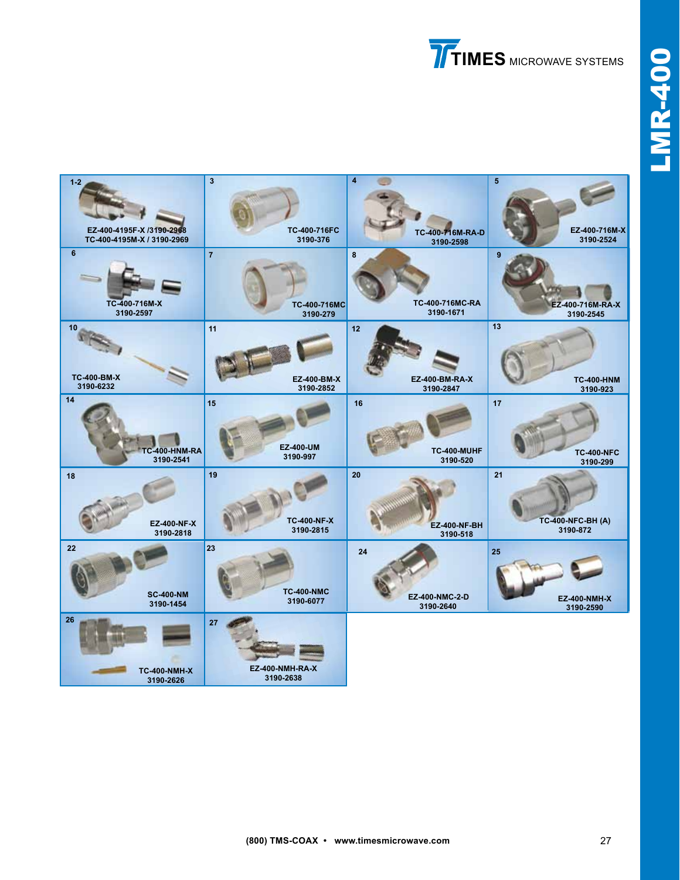TIMES MICROWAVE SYSTEMS

LMR-400

| | | | |
|---|---|---|---|
| 1-2 EZ-400-4195F-X /3190-2968 TC-400-4195M-X / 3190-2969 | 3 TC-400-716FC 3190-376 | 4 TC-400-716M-RA-D 3190-2598 | 5 EZ-400-716M-X 3190-2524 |
| 6 TC-400-716M-X 3190-2597 | 7 TC-400-716MC 3190-279 | 8 TC-400-716MC-RA 3190-1671 | 9 EZ-400-716M-RA-X 3190-2545 |
| 10 TC-400-BM-X 3190-6232 | 11 EZ-400-BM-X 3190-2852 | 12 EZ-400-BM-RA-X 3190-2847 | 13 TC-400-HNM 3190-923 |
| 14 TC-400-HNM-RA 3190-2541 | 15 EZ-400-UM 3190-997 | 16 TC-400-MUHF 3190-520 | 17 TC-400-NFC 3190-299 |
| 18 EZ-400-NF-X 3190-2818 | 19 TC-400-NF-X 3190-2815 | 20 EZ-400-NF-BH 3190-518 | 21 TC-400-NFC-BH (A) 3190-872 |
| 22 SC-400-NM 3190-1454 | 23 TC-400-NMC 3190-6077 | 24 EZ-400-NMC-2-D 3190-2640 | 25 EZ-400-NMH-X 3190-2590 |
| 26 TC-400-NMH-X 3190-2626 | 27 EZ-400-NMH-RA-X 3190-2638 | | |

(800) TMS-COAX • www.timesmicrowave.com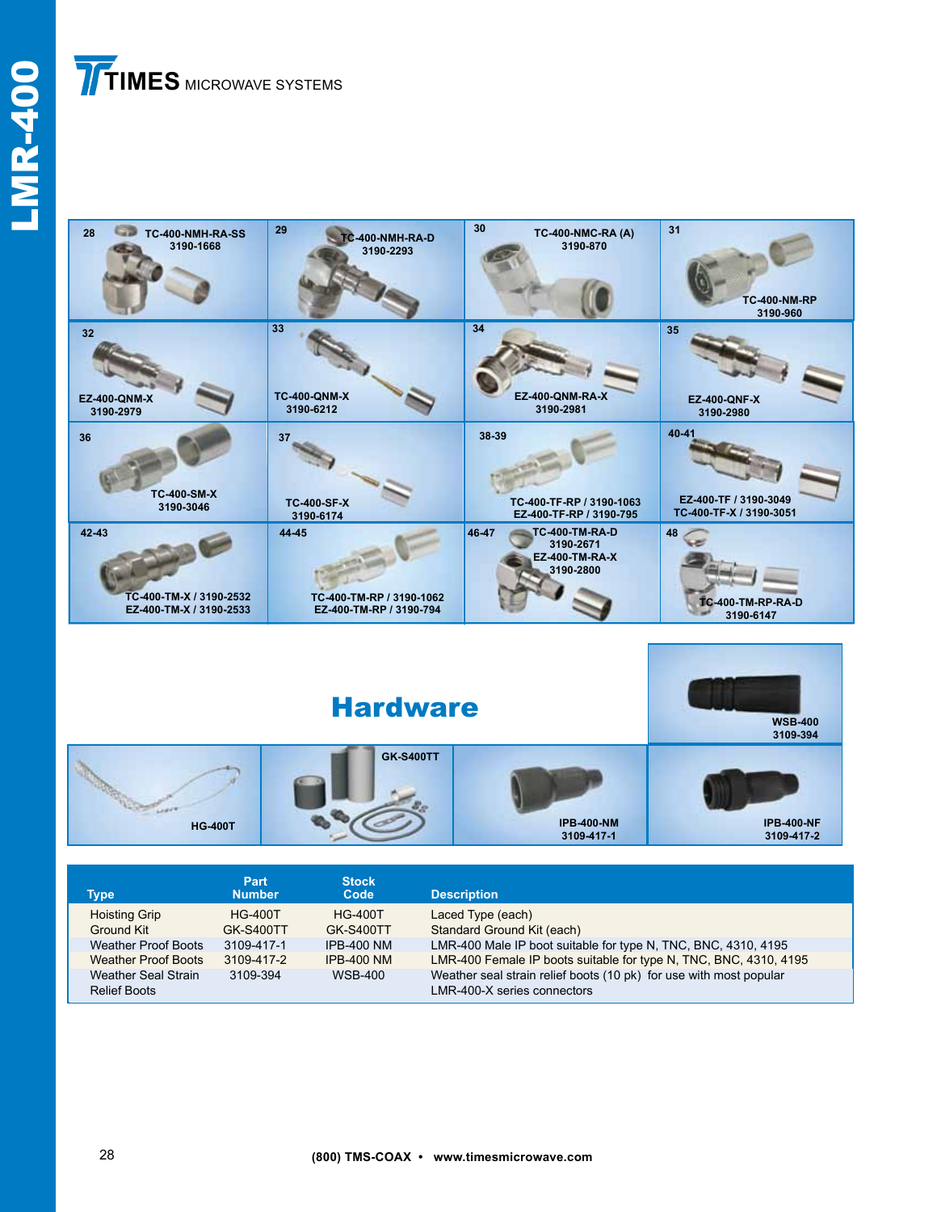LMR-400

TIMES MICROWAVE SYSTEMS

28 TC-400-NMH-RA-SS 3190-1668

29 TC-400-NMH-RA-D 3190-2293

30 TC-400-NMC-RA (A) 3190-870

31 TC-400-NM-RP 3190-960

32 EZ-400-QNM-X 3190-2979

33 TC-400-QNM-X 3190-6212

34 EZ-400-QNM-RA-X 3190-2981

35 EZ-400-QNF-X 3190-2980

36 TC-400-SM-X 3190-3046

37 TC-400-SF-X 3190-6174

38-39 TC-400-TF-RP / 3190-1063 EZ-400-TF-RP / 3190-795

40-41 EZ-400-TF / 3190-3049 TC-400-TF-X / 3190-3051

42-43 TC-400-TM-X / 3190-2532 EZ-400-TM-X / 3190-2533

44-45 TC-400-TM-RP / 3190-1062 EZ-400-TM-RP / 3190-794

46-47 TC-400-TM-RA-D 3190-2671 EZ-400-TM-RA-X 3190-2800

48 TC-400-TM-RP-RA-D 3190-6147

# Hardware

WSB-400 3109-394

HG-400T

GK-S400TT

IPB-400-NM 3109-417-1

IPB-400-NF 3109-417-2

| Type | Part Number | Stock Code | Description |
|---|---|---|---|
| Hoisting Grip | HG-400T | HG-400T | Laced Type (each) |
| Ground Kit | GK-S400TT | GK-S400TT | Standard Ground Kit (each) |
| Weather Proof Boots | 3109-417-1 | IPB-400 NM | LMR-400 Male IP boot suitable for type N, TNC, BNC, 4310, 4195 |
| Weather Proof Boots | 3109-417-2 | IPB-400 NM | LMR-400 Female IP boots suitable for type N, TNC, BNC, 4310, 4195 |
| Weather Seal Strain Relief Boots | 3109-394 | WSB-400 | Weather seal strain relief boots (10 pk) for use with most popular LMR-400-X series connectors |

(800) TMS-COAX • www.timesmicrowave.com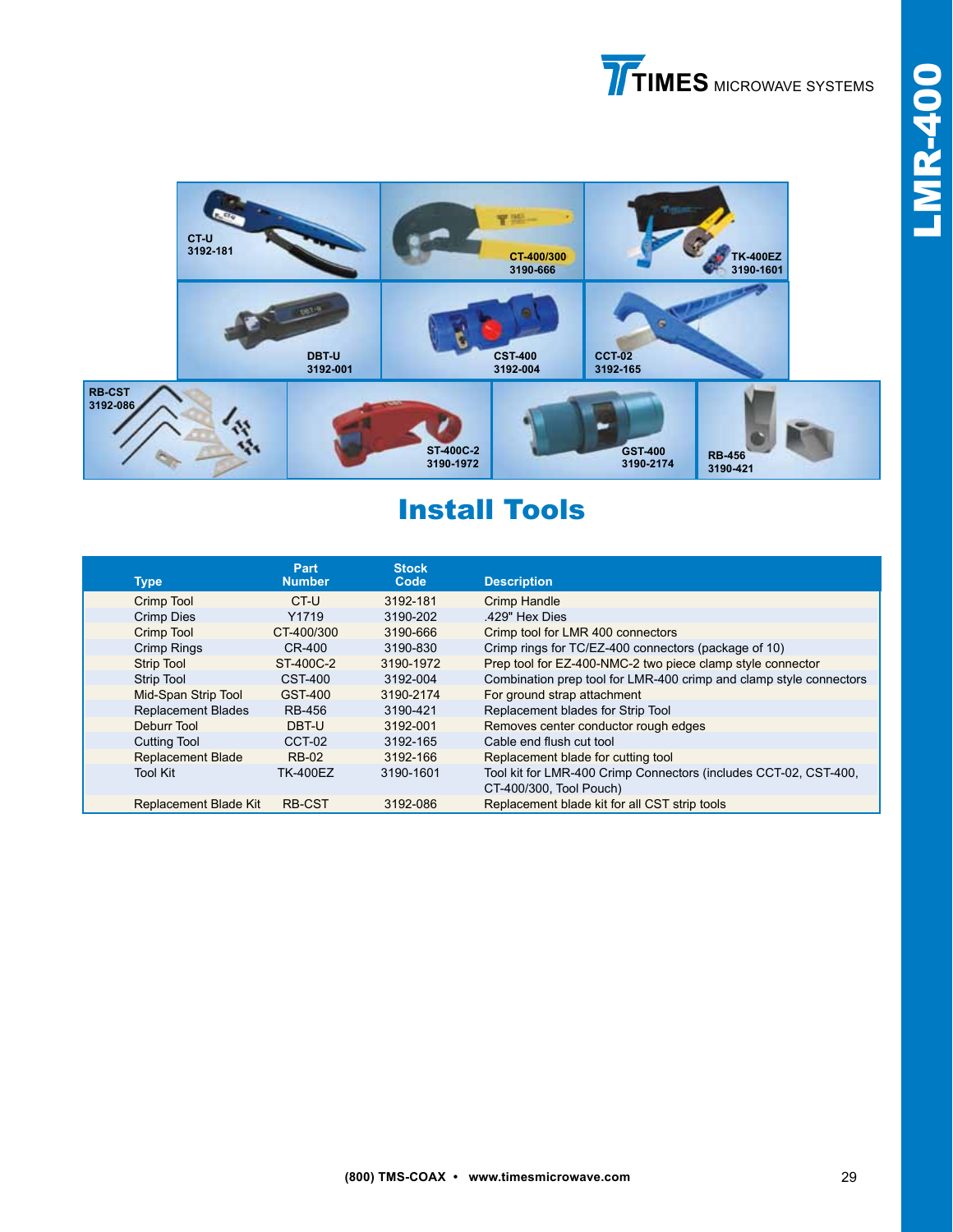TIMES MICROWAVE SYSTEMS

LMR-400

CT-U
3192-181

CT-400/300
3190-666

TK-400EZ
3190-1601

DBT-U
3192-001

CST-400
3192-004

CCT-02
3192-165

RB-CST
3192-086

ST-400C-2
3190-1972

GST-400
3190-2174

RB-456
3190-421

# Install Tools

| Type | Part Number | Stock Code | Description |
|---|---|---|---|
| Crimp Tool | CT-U | 3192-181 | Crimp Handle |
| Crimp Dies | Y1719 | 3190-202 | .429" Hex Dies |
| Crimp Tool | CT-400/300 | 3190-666 | Crimp tool for LMR 400 connectors |
| Crimp Rings | CR-400 | 3190-830 | Crimp rings for TC/EZ-400 connectors (package of 10) |
| Strip Tool | ST-400C-2 | 3190-1972 | Prep tool for EZ-400-NMC-2 two piece clamp style connector |
| Strip Tool | CST-400 | 3192-004 | Combination prep tool for LMR-400 crimp and clamp style connectors |
| Mid-Span Strip Tool | GST-400 | 3190-2174 | For ground strap attachment |
| Replacement Blades | RB-456 | 3190-421 | Replacement blades for Strip Tool |
| Deburr Tool | DBT-U | 3192-001 | Removes center conductor rough edges |
| Cutting Tool | CCT-02 | 3192-165 | Cable end flush cut tool |
| Replacement Blade | RB-02 | 3192-166 | Replacement blade for cutting tool |
| Tool Kit | TK-400EZ | 3190-1601 | Tool kit for LMR-400 Crimp Connectors (includes CCT-02, CST-400, CT-400/300, Tool Pouch) |
| Replacement Blade Kit | RB-CST | 3192-086 | Replacement blade kit for all CST strip tools |

(800) TMS-COAX • www.timesmicrowave.com